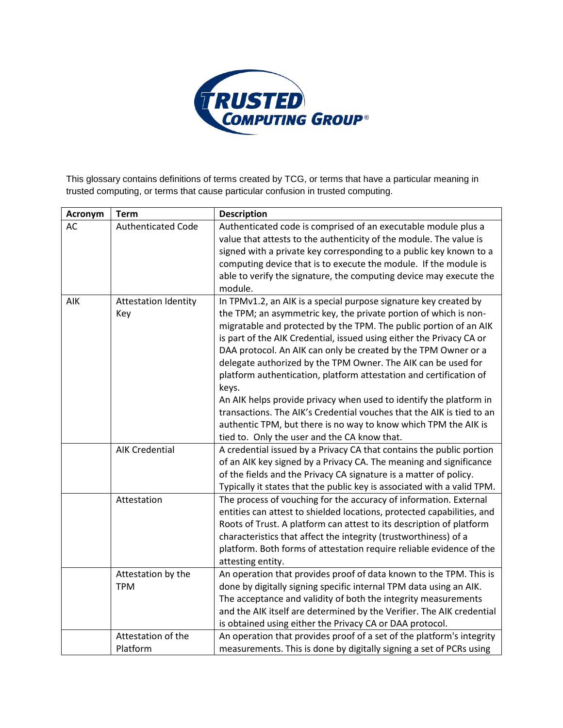This glossary contains definitions of terms created by TCG, or terms that have a particular meaning in trusted computing, or terms that cause particular confusion in trusted computing.

| Acronym | Term | Description |
|---|---|---|
| AC | Authenticated Code | Authenticated code is comprised of an executable module plus a value that attests to the authenticity of the module. The value is signed with a private key corresponding to a public key known to a computing device that is to execute the module. If the module is able to verify the signature, the computing device may execute the module. |
| AIK | Attestation Identity Key | In TPMv1.2, an AIK is a special purpose signature key created by the TPM; an asymmetric key, the private portion of which is non-migratable and protected by the TPM. The public portion of an AIK is part of the AIK Credential, issued using either the Privacy CA or DAA protocol. An AIK can only be created by the TPM Owner or a delegate authorized by the TPM Owner. The AIK can be used for platform authentication, platform attestation and certification of keys.<br>An AIK helps provide privacy when used to identify the platform in transactions. The AIK's Credential vouches that the AIK is tied to an authentic TPM, but there is no way to know which TPM the AIK is tied to. Only the user and the CA know that. |
| | AIK Credential | A credential issued by a Privacy CA that contains the public portion of an AIK key signed by a Privacy CA. The meaning and significance of the fields and the Privacy CA signature is a matter of policy. Typically it states that the public key is associated with a valid TPM. |
| | Attestation | The process of vouching for the accuracy of information. External entities can attest to shielded locations, protected capabilities, and Roots of Trust. A platform can attest to its description of platform characteristics that affect the integrity (trustworthiness) of a platform. Both forms of attestation require reliable evidence of the attesting entity. |
| | Attestation by the TPM | An operation that provides proof of data known to the TPM. This is done by digitally signing specific internal TPM data using an AIK. The acceptance and validity of both the integrity measurements and the AIK itself are determined by the Verifier. The AIK credential is obtained using either the Privacy CA or DAA protocol. |
| | Attestation of the Platform | An operation that provides proof of a set of the platform's integrity measurements. This is done by digitally signing a set of PCRs using |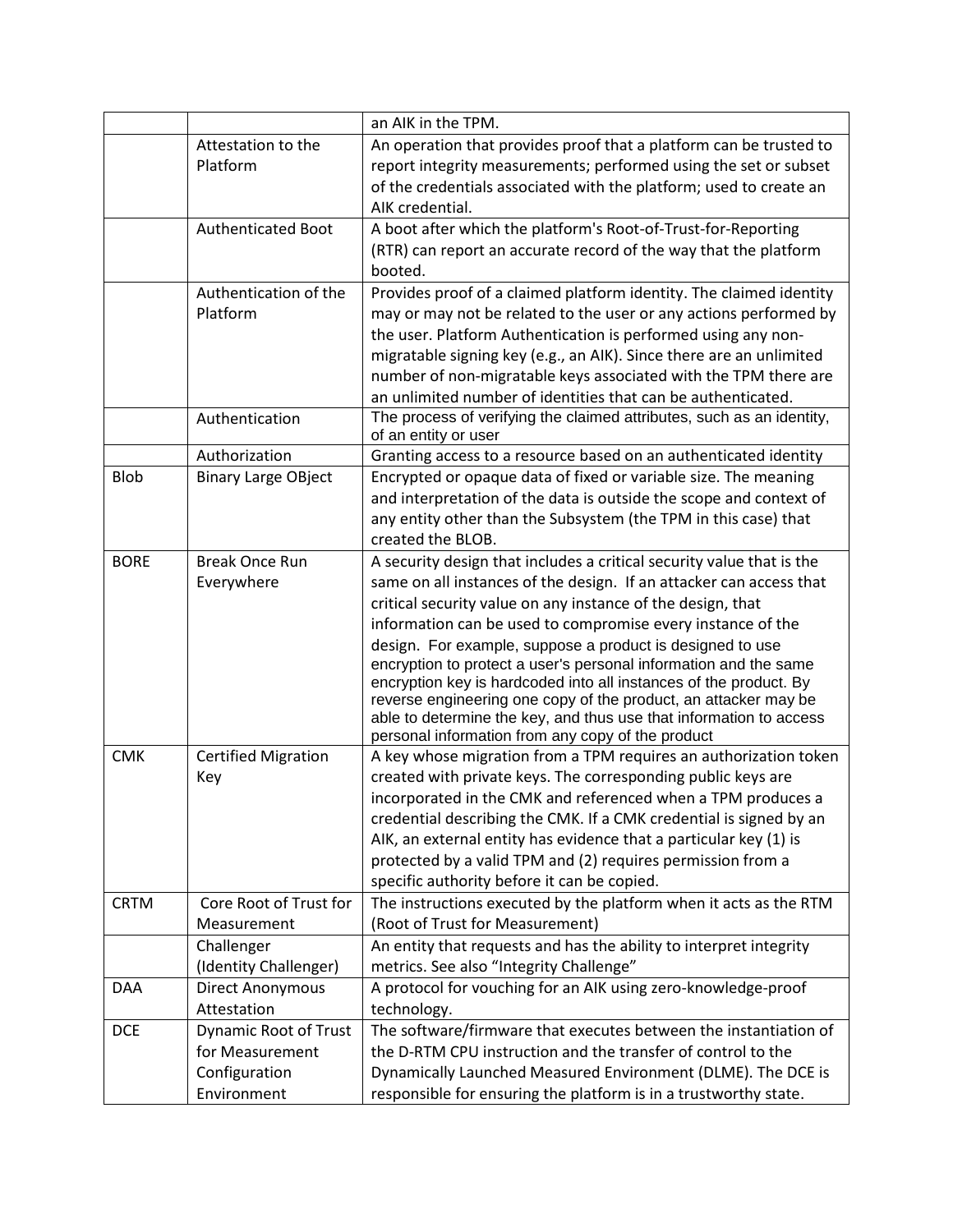| | | |
|---|---|---|
| | | an AIK in the TPM. |
| | Attestation to the Platform | An operation that provides proof that a platform can be trusted to report integrity measurements; performed using the set or subset of the credentials associated with the platform; used to create an AIK credential. |
| | Authenticated Boot | A boot after which the platform's Root-of-Trust-for-Reporting (RTR) can report an accurate record of the way that the platform booted. |
| | Authentication of the Platform | Provides proof of a claimed platform identity. The claimed identity may or may not be related to the user or any actions performed by the user. Platform Authentication is performed using any non-migratable signing key (e.g., an AIK). Since there are an unlimited number of non-migratable keys associated with the TPM there are an unlimited number of identities that can be authenticated. |
| | Authentication | The process of verifying the claimed attributes, such as an identity, of an entity or user |
| | Authorization | Granting access to a resource based on an authenticated identity |
| Blob | Binary Large OBject | Encrypted or opaque data of fixed or variable size. The meaning and interpretation of the data is outside the scope and context of any entity other than the Subsystem (the TPM in this case) that created the BLOB. |
| BORE | Break Once Run Everywhere | A security design that includes a critical security value that is the same on all instances of the design. If an attacker can access that critical security value on any instance of the design, that information can be used to compromise every instance of the design. For example, suppose a product is designed to use encryption to protect a user's personal information and the same encryption key is hardcoded into all instances of the product. By reverse engineering one copy of the product, an attacker may be able to determine the key, and thus use that information to access personal information from any copy of the product |
| CMK | Certified Migration Key | A key whose migration from a TPM requires an authorization token created with private keys. The corresponding public keys are incorporated in the CMK and referenced when a TPM produces a credential describing the CMK. If a CMK credential is signed by an AIK, an external entity has evidence that a particular key (1) is protected by a valid TPM and (2) requires permission from a specific authority before it can be copied. |
| CRTM | Core Root of Trust for Measurement | The instructions executed by the platform when it acts as the RTM (Root of Trust for Measurement) |
| | Challenger (Identity Challenger) | An entity that requests and has the ability to interpret integrity metrics. See also "Integrity Challenge" |
| DAA | Direct Anonymous Attestation | A protocol for vouching for an AIK using zero-knowledge-proof technology. |
| DCE | Dynamic Root of Trust for Measurement Configuration Environment | The software/firmware that executes between the instantiation of the D-RTM CPU instruction and the transfer of control to the Dynamically Launched Measured Environment (DLME). The DCE is responsible for ensuring the platform is in a trustworthy state. |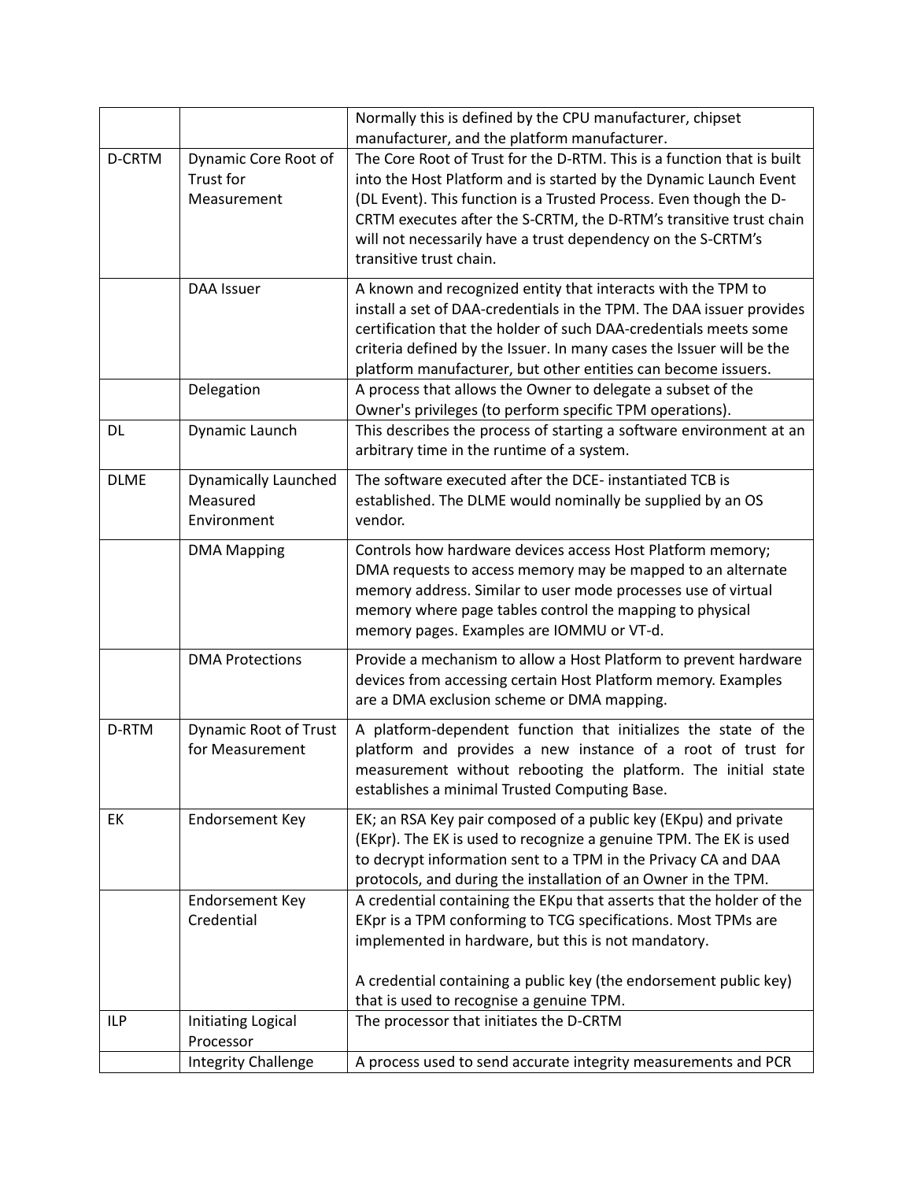| | | |
|---|---|---|
| | | Normally this is defined by the CPU manufacturer, chipset manufacturer, and the platform manufacturer. |
| D-CRTM | Dynamic Core Root of Trust for Measurement | The Core Root of Trust for the D-RTM. This is a function that is built into the Host Platform and is started by the Dynamic Launch Event (DL Event). This function is a Trusted Process. Even though the D-CRTM executes after the S-CRTM, the D-RTM's transitive trust chain will not necessarily have a trust dependency on the S-CRTM's transitive trust chain. |
| | DAA Issuer | A known and recognized entity that interacts with the TPM to install a set of DAA-credentials in the TPM. The DAA issuer provides certification that the holder of such DAA-credentials meets some criteria defined by the Issuer. In many cases the Issuer will be the platform manufacturer, but other entities can become issuers. |
| | Delegation | A process that allows the Owner to delegate a subset of the Owner's privileges (to perform specific TPM operations). |
| DL | Dynamic Launch | This describes the process of starting a software environment at an arbitrary time in the runtime of a system. |
| DLME | Dynamically Launched Measured Environment | The software executed after the DCE- instantiated TCB is established. The DLME would nominally be supplied by an OS vendor. |
| | DMA Mapping | Controls how hardware devices access Host Platform memory; DMA requests to access memory may be mapped to an alternate memory address. Similar to user mode processes use of virtual memory where page tables control the mapping to physical memory pages. Examples are IOMMU or VT-d. |
| | DMA Protections | Provide a mechanism to allow a Host Platform to prevent hardware devices from accessing certain Host Platform memory. Examples are a DMA exclusion scheme or DMA mapping. |
| D-RTM | Dynamic Root of Trust for Measurement | A platform-dependent function that initializes the state of the platform and provides a new instance of a root of trust for measurement without rebooting the platform. The initial state establishes a minimal Trusted Computing Base. |
| EK | Endorsement Key | EK; an RSA Key pair composed of a public key (EKpu) and private (EKpr). The EK is used to recognize a genuine TPM. The EK is used to decrypt information sent to a TPM in the Privacy CA and DAA protocols, and during the installation of an Owner in the TPM. |
| | Endorsement Key Credential | A credential containing the EKpu that asserts that the holder of the EKpr is a TPM conforming to TCG specifications. Most TPMs are implemented in hardware, but this is not mandatory.<br><br>A credential containing a public key (the endorsement public key) that is used to recognise a genuine TPM. |
| ILP | Initiating Logical Processor | The processor that initiates the D-CRTM |
| | Integrity Challenge | A process used to send accurate integrity measurements and PCR |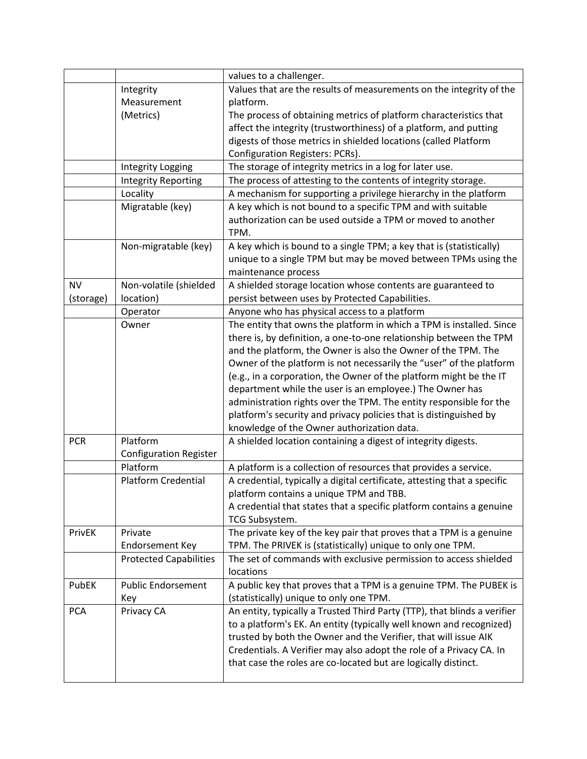| | | |
|---|---|---|
| | | values to a challenger. |
| | Integrity Measurement (Metrics) | Values that are the results of measurements on the integrity of the platform.<br>The process of obtaining metrics of platform characteristics that affect the integrity (trustworthiness) of a platform, and putting digests of those metrics in shielded locations (called Platform Configuration Registers: PCRs). |
| | Integrity Logging | The storage of integrity metrics in a log for later use. |
| | Integrity Reporting | The process of attesting to the contents of integrity storage. |
| | Locality | A mechanism for supporting a privilege hierarchy in the platform |
| | Migratable (key) | A key which is not bound to a specific TPM and with suitable authorization can be used outside a TPM or moved to another TPM. |
| | Non-migratable (key) | A key which is bound to a single TPM; a key that is (statistically) unique to a single TPM but may be moved between TPMs using the maintenance process |
| NV (storage) | Non-volatile (shielded location) | A shielded storage location whose contents are guaranteed to persist between uses by Protected Capabilities. |
| | Operator | Anyone who has physical access to a platform |
| | Owner | The entity that owns the platform in which a TPM is installed. Since there is, by definition, a one-to-one relationship between the TPM and the platform, the Owner is also the Owner of the TPM. The Owner of the platform is not necessarily the "user" of the platform (e.g., in a corporation, the Owner of the platform might be the IT department while the user is an employee.) The Owner has administration rights over the TPM. The entity responsible for the platform's security and privacy policies that is distinguished by knowledge of the Owner authorization data. |
| PCR | Platform Configuration Register | A shielded location containing a digest of integrity digests. |
| | Platform | A platform is a collection of resources that provides a service. |
| | Platform Credential | A credential, typically a digital certificate, attesting that a specific platform contains a unique TPM and TBB.<br>A credential that states that a specific platform contains a genuine TCG Subsystem. |
| PrivEK | Private Endorsement Key | The private key of the key pair that proves that a TPM is a genuine TPM. The PRIVEK is (statistically) unique to only one TPM. |
| | Protected Capabilities | The set of commands with exclusive permission to access shielded locations |
| PubEK | Public Endorsement Key | A public key that proves that a TPM is a genuine TPM. The PUBEK is (statistically) unique to only one TPM. |
| PCA | Privacy CA | An entity, typically a Trusted Third Party (TTP), that blinds a verifier to a platform's EK. An entity (typically well known and recognized) trusted by both the Owner and the Verifier, that will issue AIK Credentials. A Verifier may also adopt the role of a Privacy CA. In that case the roles are co-located but are logically distinct. |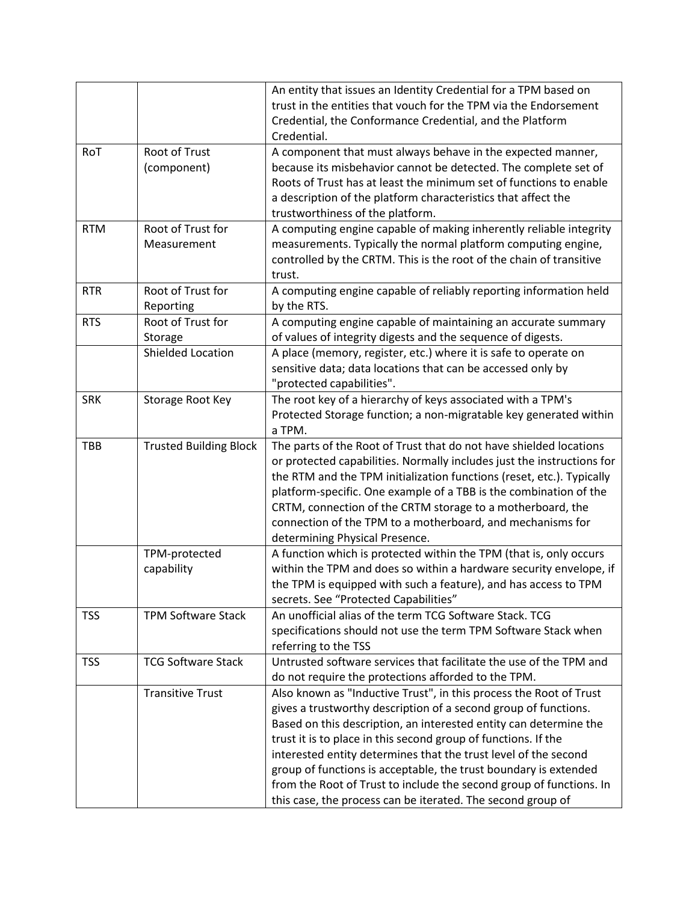| | | |
|---|---|---|
| | | An entity that issues an Identity Credential for a TPM based on trust in the entities that vouch for the TPM via the Endorsement Credential, the Conformance Credential, and the Platform Credential. |
| RoT | Root of Trust (component) | A component that must always behave in the expected manner, because its misbehavior cannot be detected. The complete set of Roots of Trust has at least the minimum set of functions to enable a description of the platform characteristics that affect the trustworthiness of the platform. |
| RTM | Root of Trust for Measurement | A computing engine capable of making inherently reliable integrity measurements. Typically the normal platform computing engine, controlled by the CRTM. This is the root of the chain of transitive trust. |
| RTR | Root of Trust for Reporting | A computing engine capable of reliably reporting information held by the RTS. |
| RTS | Root of Trust for Storage | A computing engine capable of maintaining an accurate summary of values of integrity digests and the sequence of digests. |
| | Shielded Location | A place (memory, register, etc.) where it is safe to operate on sensitive data; data locations that can be accessed only by "protected capabilities". |
| SRK | Storage Root Key | The root key of a hierarchy of keys associated with a TPM's Protected Storage function; a non-migratable key generated within a TPM. |
| TBB | Trusted Building Block | The parts of the Root of Trust that do not have shielded locations or protected capabilities. Normally includes just the instructions for the RTM and the TPM initialization functions (reset, etc.). Typically platform-specific. One example of a TBB is the combination of the CRTM, connection of the CRTM storage to a motherboard, the connection of the TPM to a motherboard, and mechanisms for determining Physical Presence. |
| | TPM-protected capability | A function which is protected within the TPM (that is, only occurs within the TPM and does so within a hardware security envelope, if the TPM is equipped with such a feature), and has access to TPM secrets. See "Protected Capabilities" |
| TSS | TPM Software Stack | An unofficial alias of the term TCG Software Stack. TCG specifications should not use the term TPM Software Stack when referring to the TSS |
| TSS | TCG Software Stack | Untrusted software services that facilitate the use of the TPM and do not require the protections afforded to the TPM. |
| | Transitive Trust | Also known as "Inductive Trust", in this process the Root of Trust gives a trustworthy description of a second group of functions. Based on this description, an interested entity can determine the trust it is to place in this second group of functions. If the interested entity determines that the trust level of the second group of functions is acceptable, the trust boundary is extended from the Root of Trust to include the second group of functions. In this case, the process can be iterated. The second group of |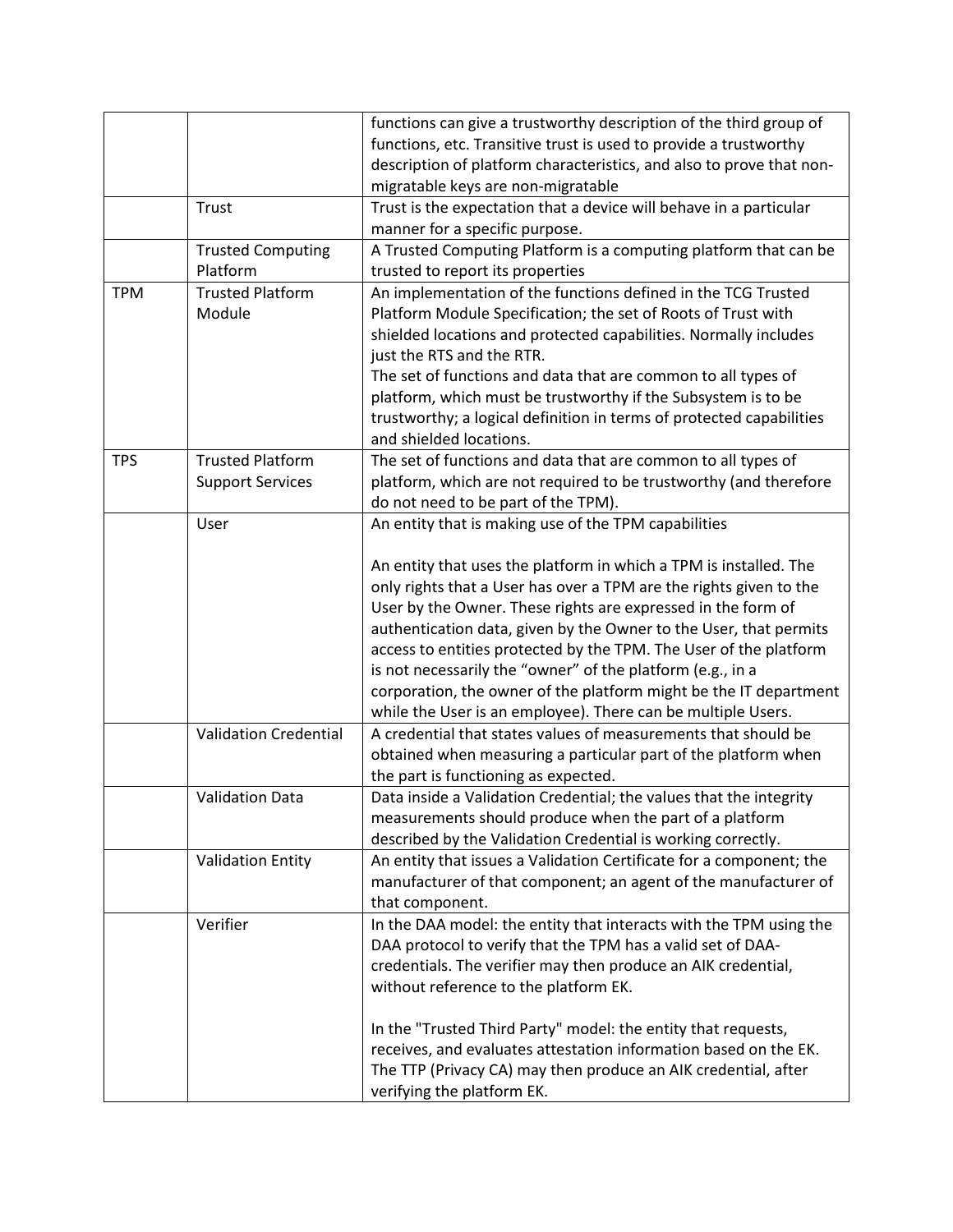| | | |
|---|---|---|
| | | functions can give a trustworthy description of the third group of functions, etc. Transitive trust is used to provide a trustworthy description of platform characteristics, and also to prove that non-migratable keys are non-migratable |
| | Trust | Trust is the expectation that a device will behave in a particular manner for a specific purpose. |
| | Trusted Computing Platform | A Trusted Computing Platform is a computing platform that can be trusted to report its properties |
| TPM | Trusted Platform Module | An implementation of the functions defined in the TCG Trusted Platform Module Specification; the set of Roots of Trust with shielded locations and protected capabilities. Normally includes just the RTS and the RTR.<br>The set of functions and data that are common to all types of platform, which must be trustworthy if the Subsystem is to be trustworthy; a logical definition in terms of protected capabilities and shielded locations. |
| TPS | Trusted Platform Support Services | The set of functions and data that are common to all types of platform, which are not required to be trustworthy (and therefore do not need to be part of the TPM). |
| | User | An entity that is making use of the TPM capabilities<br><br>An entity that uses the platform in which a TPM is installed. The only rights that a User has over a TPM are the rights given to the User by the Owner. These rights are expressed in the form of authentication data, given by the Owner to the User, that permits access to entities protected by the TPM. The User of the platform is not necessarily the “owner” of the platform (e.g., in a corporation, the owner of the platform might be the IT department while the User is an employee). There can be multiple Users. |
| | Validation Credential | A credential that states values of measurements that should be obtained when measuring a particular part of the platform when the part is functioning as expected. |
| | Validation Data | Data inside a Validation Credential; the values that the integrity measurements should produce when the part of a platform described by the Validation Credential is working correctly. |
| | Validation Entity | An entity that issues a Validation Certificate for a component; the manufacturer of that component; an agent of the manufacturer of that component. |
| | Verifier | In the DAA model: the entity that interacts with the TPM using the DAA protocol to verify that the TPM has a valid set of DAA-credentials. The verifier may then produce an AIK credential, without reference to the platform EK.<br><br>In the "Trusted Third Party" model: the entity that requests, receives, and evaluates attestation information based on the EK. The TTP (Privacy CA) may then produce an AIK credential, after verifying the platform EK. |